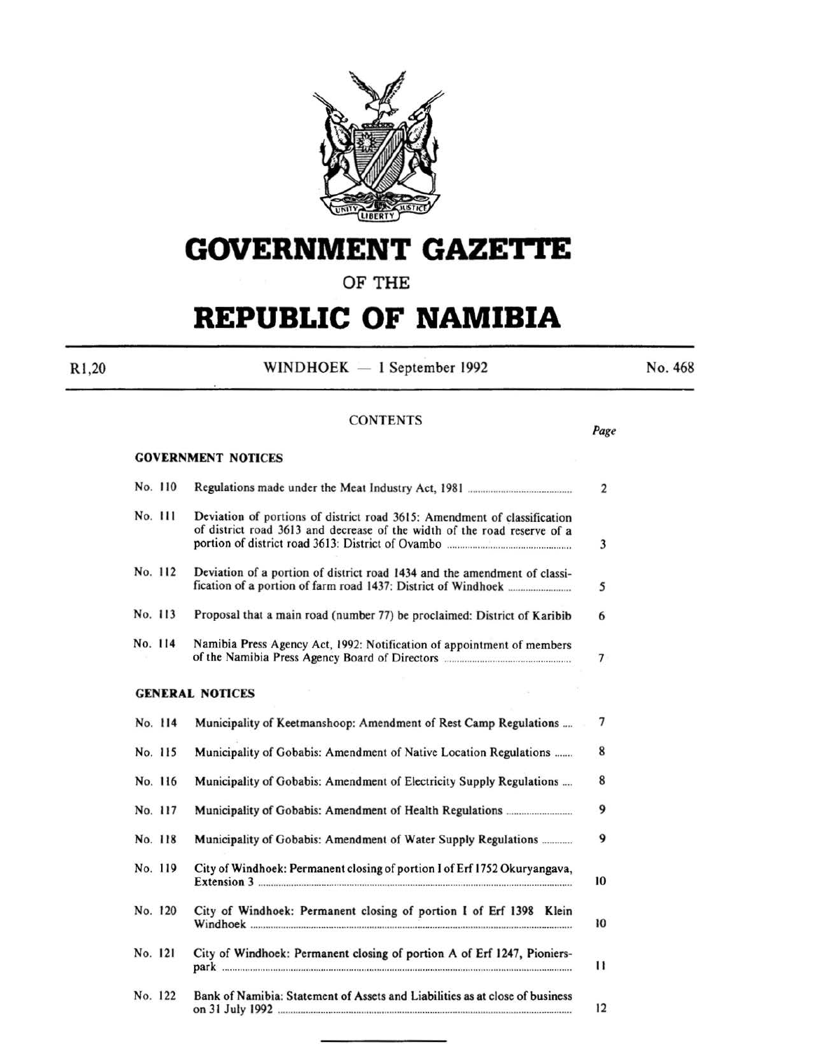# GOVERNMENT GAZETTE

OF THE

# REPUBLIC OF NAMIBIA

R1,20 | WINDHOEK — 1 September 1992 | No. 468

## CONTENTS

| | | Page |
|---|---|---|
| **GOVERNMENT NOTICES** | | |
| No. 110 | Regulations made under the Meat Industry Act, 1981 | 2 |
| No. 111 | Deviation of portions of district road 3615: Amendment of classification of district road 3613 and decrease of the width of the road reserve of a portion of district road 3613: District of Ovambo | 3 |
| No. 112 | Deviation of a portion of district road 1434 and the amendment of classification of a portion of farm road 1437: District of Windhoek | 5 |
| No. 113 | Proposal that a main road (number 77) be proclaimed: District of Karibib | 6 |
| No. 114 | Namibia Press Agency Act, 1992: Notification of appointment of members of the Namibia Press Agency Board of Directors | 7 |
| **GENERAL NOTICES** | | |
| No. 114 | Municipality of Keetmanshoop: Amendment of Rest Camp Regulations | 7 |
| No. 115 | Municipality of Gobabis: Amendment of Native Location Regulations | 8 |
| No. 116 | Municipality of Gobabis: Amendment of Electricity Supply Regulations | 8 |
| No. 117 | Municipality of Gobabis: Amendment of Health Regulations | 9 |
| No. 118 | Municipality of Gobabis: Amendment of Water Supply Regulations | 9 |
| No. 119 | City of Windhoek: Permanent closing of portion I of Erf 1752 Okuryangava, Extension 3 | 10 |
| No. 120 | City of Windhoek: Permanent closing of portion I of Erf 1398 Klein Windhoek | 10 |
| No. 121 | City of Windhoek: Permanent closing of portion A of Erf 1247, Pionierspark | 11 |
| No. 122 | Bank of Namibia: Statement of Assets and Liabilities as at close of business on 31 July 1992 | 12 |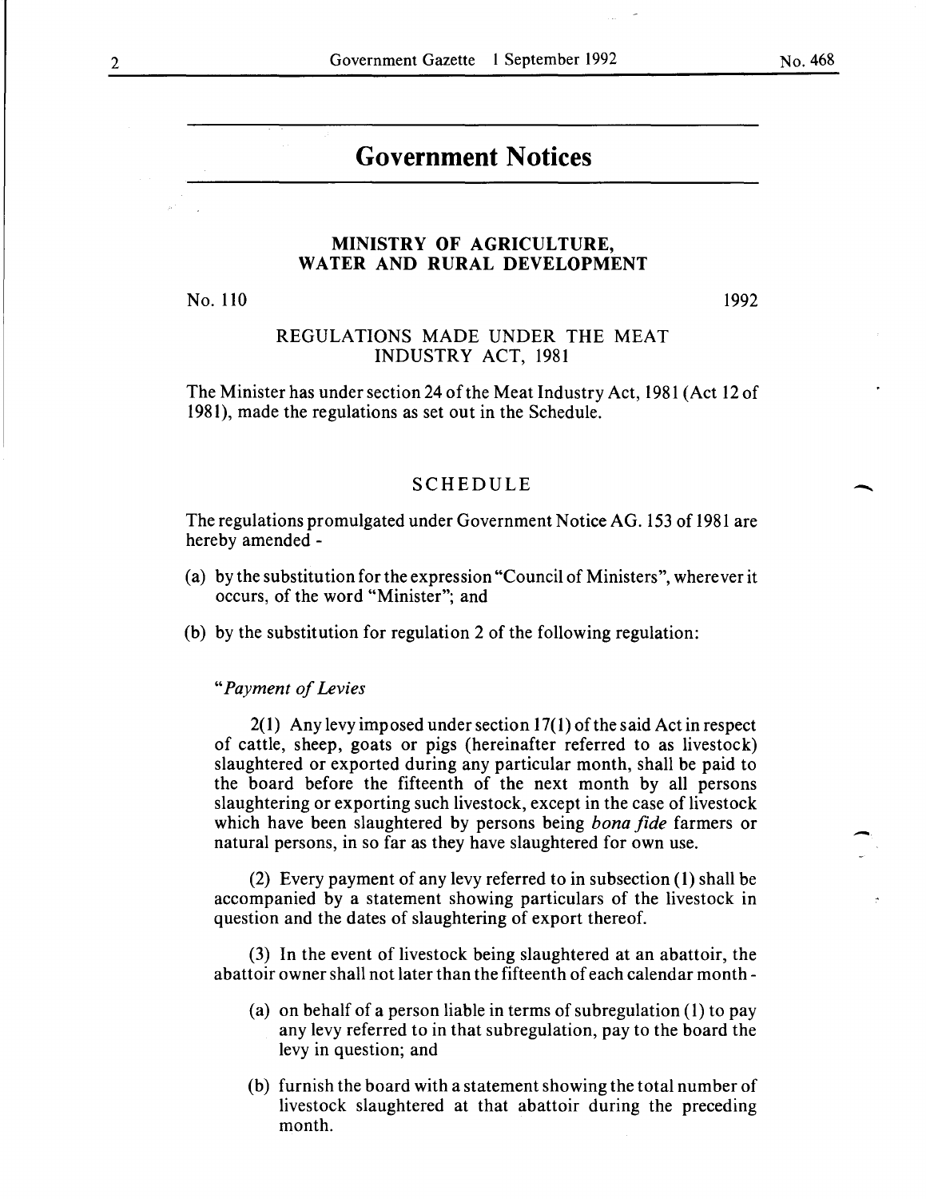# Government Notices

## MINISTRY OF AGRICULTURE, WATER AND RURAL DEVELOPMENT

No. 110 1992

### REGULATIONS MADE UNDER THE MEAT INDUSTRY ACT, 1981

The Minister has under section 24 of the Meat Industry Act, 1981 (Act 12 of 1981), made the regulations as set out in the Schedule.

### SCHEDULE

The regulations promulgated under Government Notice AG. 153 of 1981 are hereby amended -

(a) by the substitution for the expression "Council of Ministers", wherever it occurs, of the word "Minister"; and

(b) by the substitution for regulation 2 of the following regulation:

"*Payment of Levies*

2(1) Any levy imposed under section 17(1) of the said Act in respect of cattle, sheep, goats or pigs (hereinafter referred to as livestock) slaughtered or exported during any particular month, shall be paid to the board before the fifteenth of the next month by all persons slaughtering or exporting such livestock, except in the case of livestock which have been slaughtered by persons being *bona fide* farmers or natural persons, in so far as they have slaughtered for own use.

(2) Every payment of any levy referred to in subsection (1) shall be accompanied by a statement showing particulars of the livestock in question and the dates of slaughtering of export thereof.

(3) In the event of livestock being slaughtered at an abattoir, the abattoir owner shall not later than the fifteenth of each calendar month -

(a) on behalf of a person liable in terms of subregulation (1) to pay any levy referred to in that subregulation, pay to the board the levy in question; and

(b) furnish the board with a statement showing the total number of livestock slaughtered at that abattoir during the preceding month.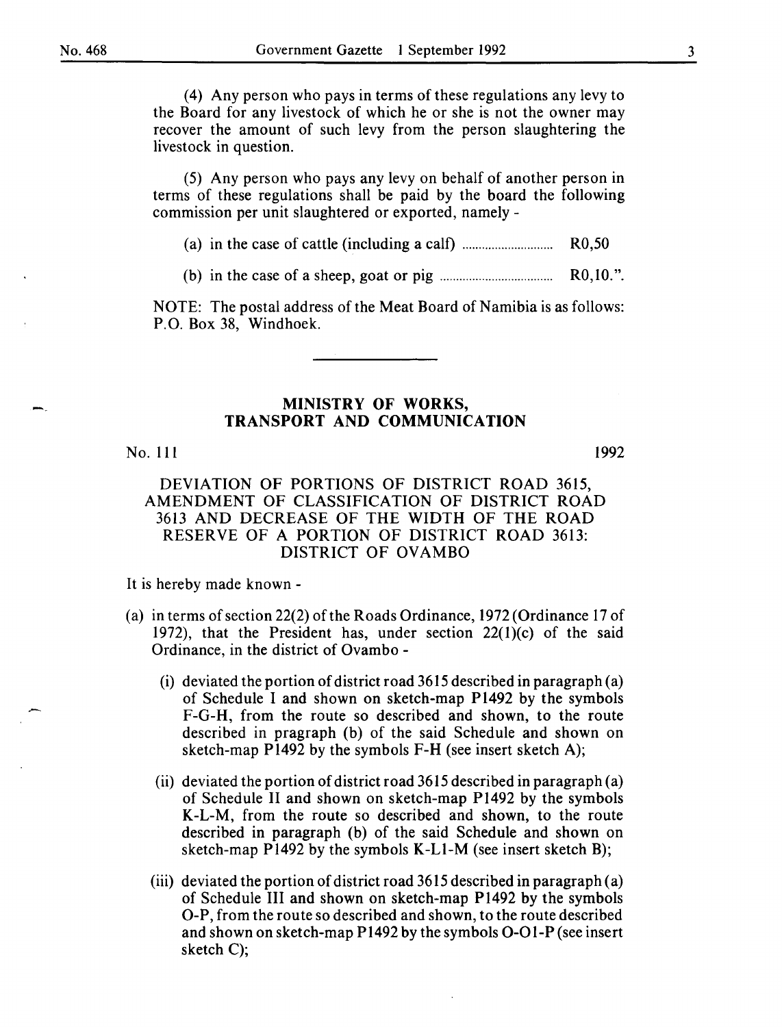(4) Any person who pays in terms of these regulations any levy to the Board for any livestock of which he or she is not the owner may recover the amount of such levy from the person slaughtering the livestock in question.

(5) Any person who pays any levy on behalf of another person in terms of these regulations shall be paid by the board the following commission per unit slaughtered or exported, namely -

(a) in the case of cattle (including a calf) ............................ R0,50

(b) in the case of a sheep, goat or pig .................................. R0,10.".

NOTE: The postal address of the Meat Board of Namibia is as follows: P.O. Box 38, Windhoek.

---

## MINISTRY OF WORKS, TRANSPORT AND COMMUNICATION

No. 111 1992

### DEVIATION OF PORTIONS OF DISTRICT ROAD 3615, AMENDMENT OF CLASSIFICATION OF DISTRICT ROAD 3613 AND DECREASE OF THE WIDTH OF THE ROAD RESERVE OF A PORTION OF DISTRICT ROAD 3613: DISTRICT OF OVAMBO

It is hereby made known -

(a) in terms of section 22(2) of the Roads Ordinance, 1972 (Ordinance 17 of 1972), that the President has, under section 22(1)(c) of the said Ordinance, in the district of Ovambo -

(i) deviated the portion of district road 3615 described in paragraph (a) of Schedule I and shown on sketch-map P1492 by the symbols F-G-H, from the route so described and shown, to the route described in pragraph (b) of the said Schedule and shown on sketch-map P1492 by the symbols F-H (see insert sketch A);

(ii) deviated the portion of district road 3615 described in paragraph (a) of Schedule II and shown on sketch-map P1492 by the symbols K-L-M, from the route so described and shown, to the route described in paragraph (b) of the said Schedule and shown on sketch-map P1492 by the symbols K-L1-M (see insert sketch B);

(iii) deviated the portion of district road 3615 described in paragraph (a) of Schedule III and shown on sketch-map P1492 by the symbols O-P, from the route so described and shown, to the route described and shown on sketch-map P1492 by the symbols O-O1-P (see insert sketch C);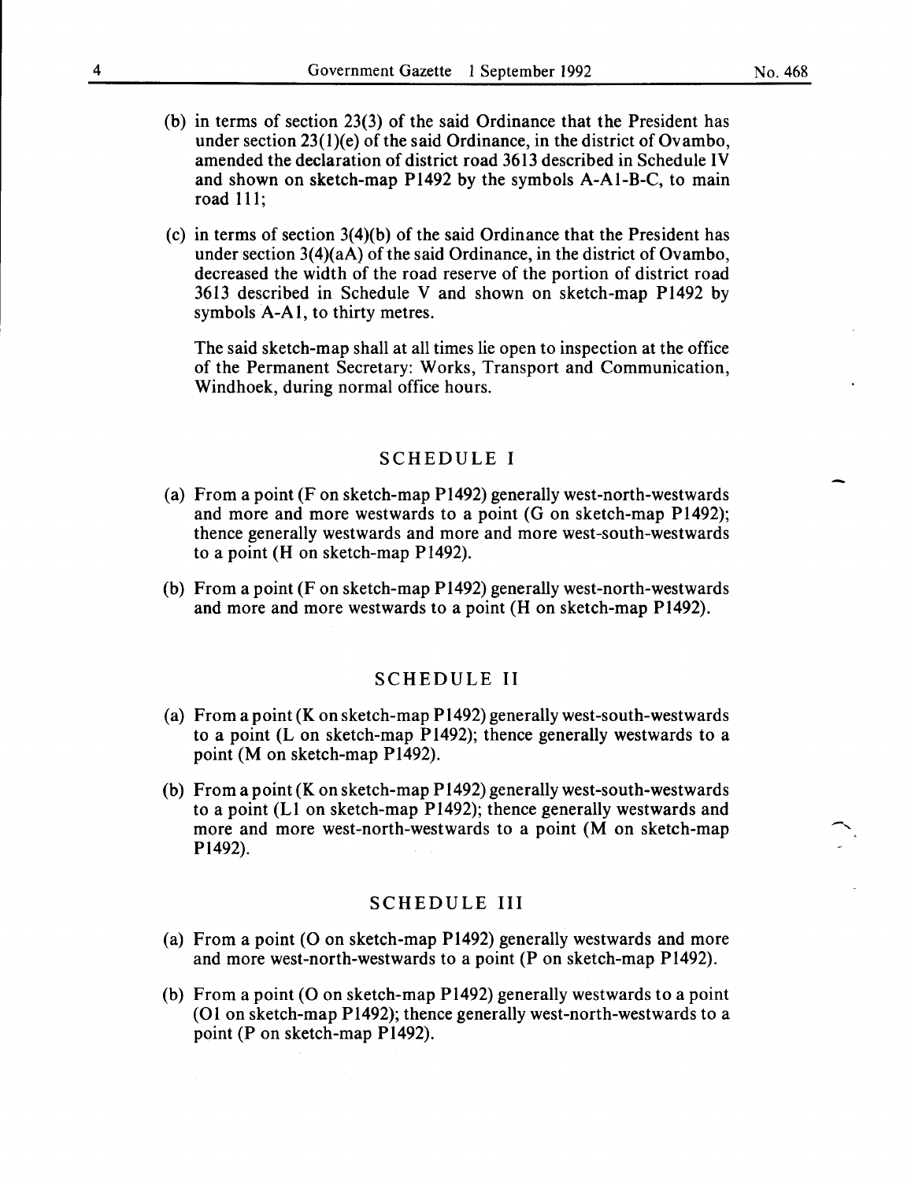(b) in terms of section 23(3) of the said Ordinance that the President has under section 23(1)(e) of the said Ordinance, in the district of Ovambo, amended the declaration of district road 3613 described in Schedule IV and shown on sketch-map P1492 by the symbols A-A1-B-C, to main road 111;

(c) in terms of section 3(4)(b) of the said Ordinance that the President has under section 3(4)(aA) of the said Ordinance, in the district of Ovambo, decreased the width of the road reserve of the portion of district road 3613 described in Schedule V and shown on sketch-map P1492 by symbols A-A1, to thirty metres.

The said sketch-map shall at all times lie open to inspection at the office of the Permanent Secretary: Works, Transport and Communication, Windhoek, during normal office hours.

## SCHEDULE I

(a) From a point (F on sketch-map P1492) generally west-north-westwards and more and more westwards to a point (G on sketch-map P1492); thence generally westwards and more and more west-south-westwards to a point (H on sketch-map P1492).

(b) From a point (F on sketch-map P1492) generally west-north-westwards and more and more westwards to a point (H on sketch-map P1492).

## SCHEDULE II

(a) From a point (K on sketch-map P1492) generally west-south-westwards to a point (L on sketch-map P1492); thence generally westwards to a point (M on sketch-map P1492).

(b) From a point (K on sketch-map P1492) generally west-south-westwards to a point (L1 on sketch-map P1492); thence generally westwards and more and more west-north-westwards to a point (M on sketch-map P1492).

## SCHEDULE III

(a) From a point (O on sketch-map P1492) generally westwards and more and more west-north-westwards to a point (P on sketch-map P1492).

(b) From a point (O on sketch-map P1492) generally westwards to a point (O1 on sketch-map P1492); thence generally west-north-westwards to a point (P on sketch-map P1492).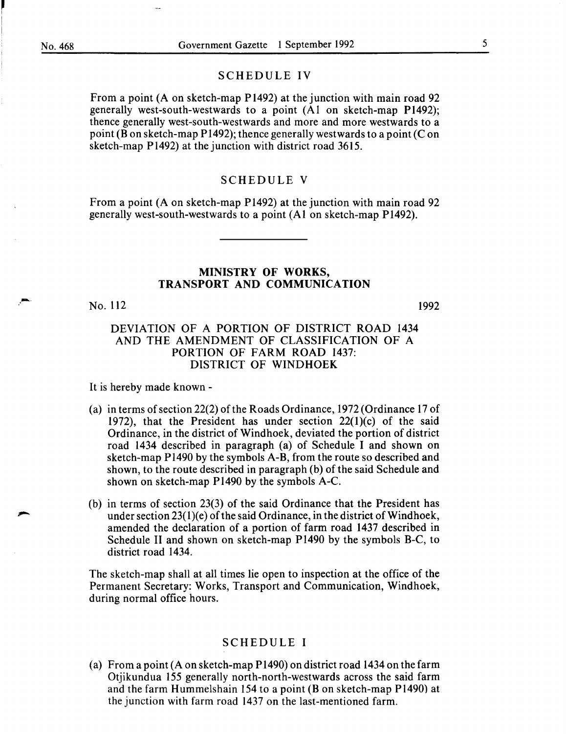## SCHEDULE IV

From a point (A on sketch-map P1492) at the junction with main road 92 generally west-south-westwards to a point (A1 on sketch-map P1492); thence generally west-south-westwards and more and more westwards to a point (B on sketch-map P1492); thence generally westwards to a point (C on sketch-map P1492) at the junction with district road 3615.

## SCHEDULE V

From a point (A on sketch-map P1492) at the junction with main road 92 generally west-south-westwards to a point (A1 on sketch-map P1492).

---

## MINISTRY OF WORKS, TRANSPORT AND COMMUNICATION

No. 112 1992

### DEVIATION OF A PORTION OF DISTRICT ROAD 1434 AND THE AMENDMENT OF CLASSIFICATION OF A PORTION OF FARM ROAD 1437: DISTRICT OF WINDHOEK

It is hereby made known -

(a) in terms of section 22(2) of the Roads Ordinance, 1972 (Ordinance 17 of 1972), that the President has under section 22(1)(c) of the said Ordinance, in the district of Windhoek, deviated the portion of district road 1434 described in paragraph (a) of Schedule I and shown on sketch-map P1490 by the symbols A-B, from the route so described and shown, to the route described in paragraph (b) of the said Schedule and shown on sketch-map P1490 by the symbols A-C.

(b) in terms of section 23(3) of the said Ordinance that the President has under section 23(1)(e) of the said Ordinance, in the district of Windhoek, amended the declaration of a portion of farm road 1437 described in Schedule II and shown on sketch-map P1490 by the symbols B-C, to district road 1434.

The sketch-map shall at all times lie open to inspection at the office of the Permanent Secretary: Works, Transport and Communication, Windhoek, during normal office hours.

## SCHEDULE I

(a) From a point (A on sketch-map P1490) on district road 1434 on the farm Otjikundua 155 generally north-north-westwards across the said farm and the farm Hummelshain 154 to a point (B on sketch-map P1490) at the junction with farm road 1437 on the last-mentioned farm.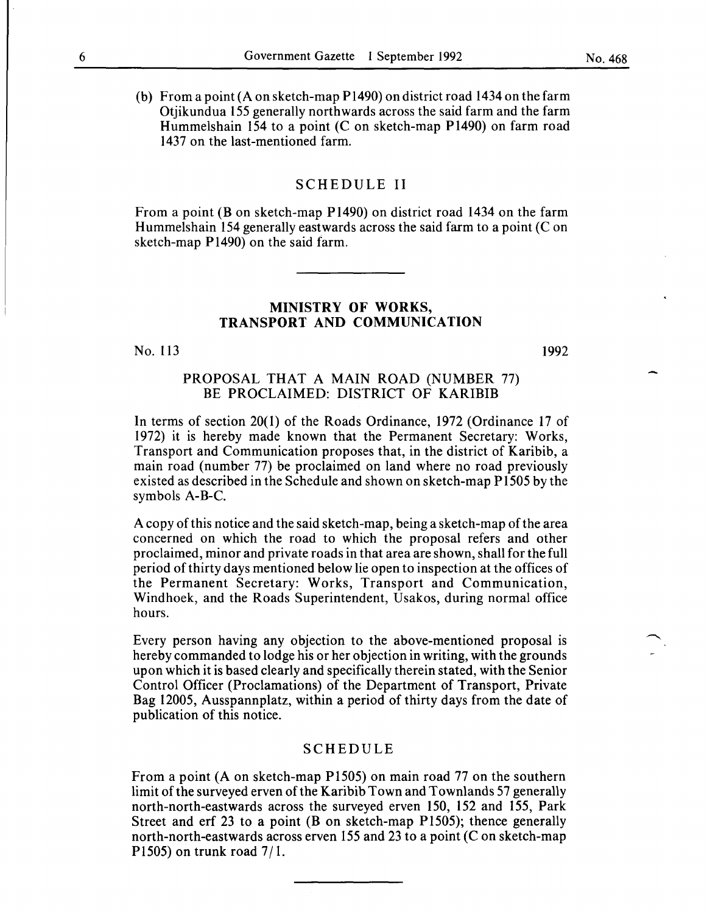(b) From a point (A on sketch-map P1490) on district road 1434 on the farm Otjikundua 155 generally northwards across the said farm and the farm Hummelshain 154 to a point (C on sketch-map P1490) on farm road 1437 on the last-mentioned farm.

## SCHEDULE II

From a point (B on sketch-map P1490) on district road 1434 on the farm Hummelshain 154 generally eastwards across the said farm to a point (C on sketch-map P1490) on the said farm.

---

## MINISTRY OF WORKS, TRANSPORT AND COMMUNICATION

No. 113 1992

### PROPOSAL THAT A MAIN ROAD (NUMBER 77) BE PROCLAIMED: DISTRICT OF KARIBIB

In terms of section 20(1) of the Roads Ordinance, 1972 (Ordinance 17 of 1972) it is hereby made known that the Permanent Secretary: Works, Transport and Communication proposes that, in the district of Karibib, a main road (number 77) be proclaimed on land where no road previously existed as described in the Schedule and shown on sketch-map P1505 by the symbols A-B-C.

A copy of this notice and the said sketch-map, being a sketch-map of the area concerned on which the road to which the proposal refers and other proclaimed, minor and private roads in that area are shown, shall for the full period of thirty days mentioned below lie open to inspection at the offices of the Permanent Secretary: Works, Transport and Communication, Windhoek, and the Roads Superintendent, Usakos, during normal office hours.

Every person having any objection to the above-mentioned proposal is hereby commanded to lodge his or her objection in writing, with the grounds upon which it is based clearly and specifically therein stated, with the Senior Control Officer (Proclamations) of the Department of Transport, Private Bag 12005, Ausspannplatz, within a period of thirty days from the date of publication of this notice.

## SCHEDULE

From a point (A on sketch-map P1505) on main road 77 on the southern limit of the surveyed erven of the Karibib Town and Townlands 57 generally north-north-eastwards across the surveyed erven 150, 152 and 155, Park Street and erf 23 to a point (B on sketch-map P1505); thence generally north-north-eastwards across erven 155 and 23 to a point (C on sketch-map P1505) on trunk road 7/1.

---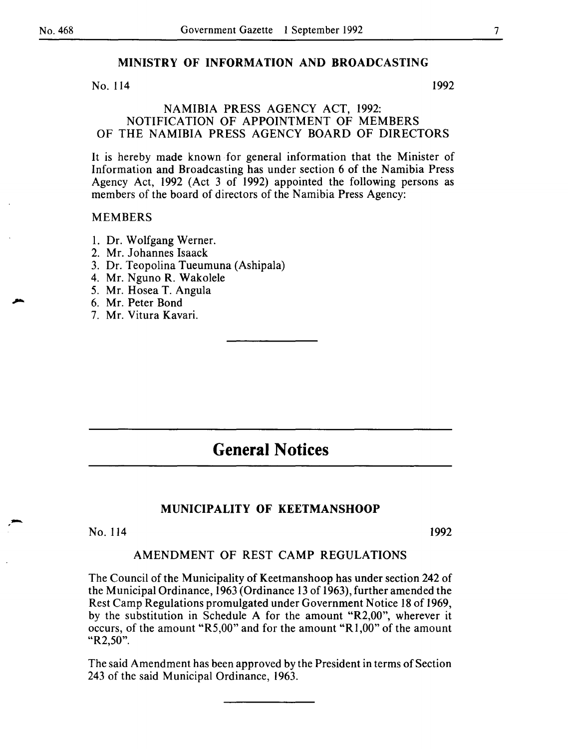## MINISTRY OF INFORMATION AND BROADCASTING

No. 114 1992

NAMIBIA PRESS AGENCY ACT, 1992: NOTIFICATION OF APPOINTMENT OF MEMBERS OF THE NAMIBIA PRESS AGENCY BOARD OF DIRECTORS

It is hereby made known for general information that the Minister of Information and Broadcasting has under section 6 of the Namibia Press Agency Act, 1992 (Act 3 of 1992) appointed the following persons as members of the board of directors of the Namibia Press Agency:

MEMBERS

1. Dr. Wolfgang Werner.
2. Mr. Johannes Isaack
3. Dr. Teopolina Tueumuna (Ashipala)
4. Mr. Nguno R. Wakolele
5. Mr. Hosea T. Angula
6. Mr. Peter Bond
7. Mr. Vitura Kavari.

---

# General Notices

## MUNICIPALITY OF KEETMANSHOOP

No. 114 1992

AMENDMENT OF REST CAMP REGULATIONS

The Council of the Municipality of Keetmanshoop has under section 242 of the Municipal Ordinance, 1963 (Ordinance 13 of 1963), further amended the Rest Camp Regulations promulgated under Government Notice 18 of 1969, by the substitution in Schedule A for the amount "R2,00", wherever it occurs, of the amount "R5,00" and for the amount "R1,00" of the amount "R2,50".

The said Amendment has been approved by the President in terms of Section 243 of the said Municipal Ordinance, 1963.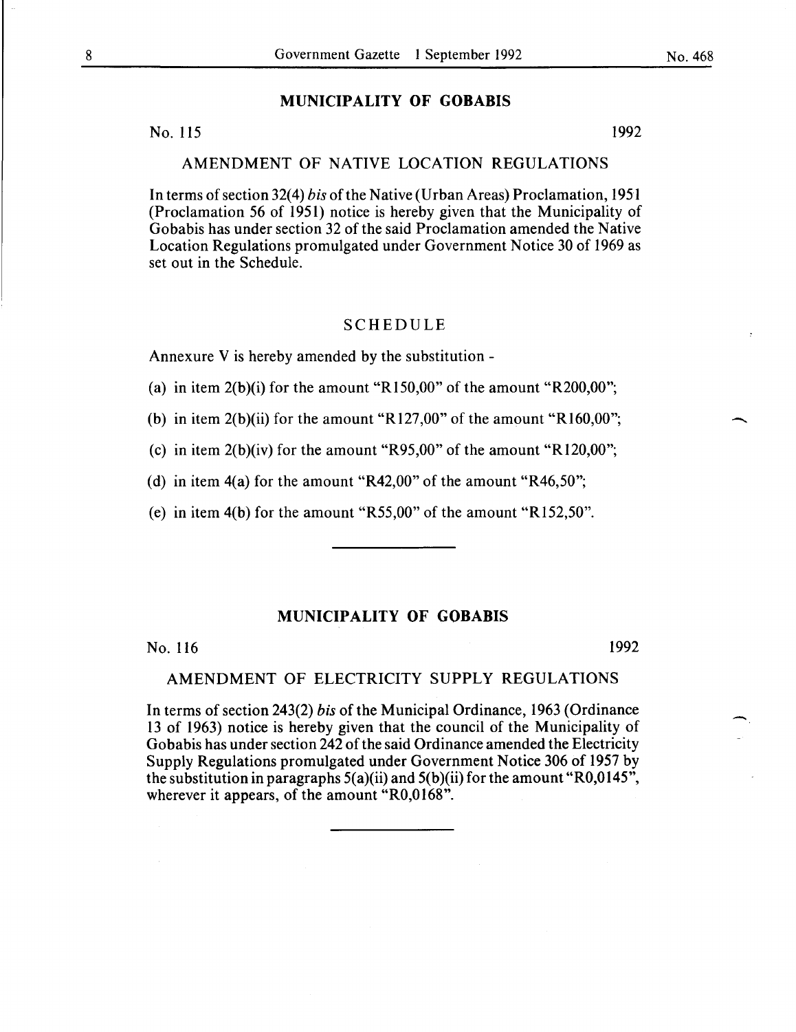## MUNICIPALITY OF GOBABIS

No. 115 1992

### AMENDMENT OF NATIVE LOCATION REGULATIONS

In terms of section 32(4) *bis* of the Native (Urban Areas) Proclamation, 1951 (Proclamation 56 of 1951) notice is hereby given that the Municipality of Gobabis has under section 32 of the said Proclamation amended the Native Location Regulations promulgated under Government Notice 30 of 1969 as set out in the Schedule.

### SCHEDULE

Annexure V is hereby amended by the substitution -

(a) in item 2(b)(i) for the amount "R150,00" of the amount "R200,00";

(b) in item 2(b)(ii) for the amount "R127,00" of the amount "R160,00";

(c) in item 2(b)(iv) for the amount "R95,00" of the amount "R120,00";

(d) in item 4(a) for the amount "R42,00" of the amount "R46,50";

(e) in item 4(b) for the amount "R55,00" of the amount "R152,50".

---

## MUNICIPALITY OF GOBABIS

No. 116 1992

### AMENDMENT OF ELECTRICITY SUPPLY REGULATIONS

In terms of section 243(2) *bis* of the Municipal Ordinance, 1963 (Ordinance 13 of 1963) notice is hereby given that the council of the Municipality of Gobabis has under section 242 of the said Ordinance amended the Electricity Supply Regulations promulgated under Government Notice 306 of 1957 by the substitution in paragraphs 5(a)(ii) and 5(b)(ii) for the amount "R0,0145", wherever it appears, of the amount "R0,0168".

---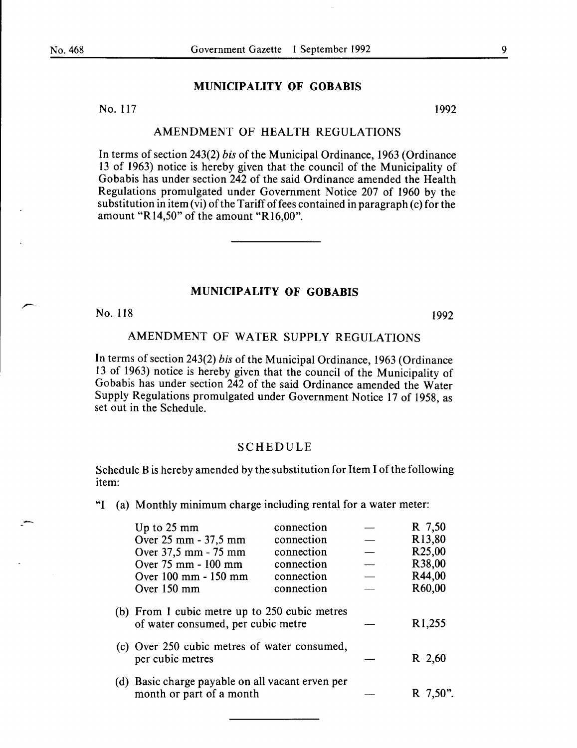## MUNICIPALITY OF GOBABIS

No. 117 1992

### AMENDMENT OF HEALTH REGULATIONS

In terms of section 243(2) *bis* of the Municipal Ordinance, 1963 (Ordinance 13 of 1963) notice is hereby given that the council of the Municipality of Gobabis has under section 242 of the said Ordinance amended the Health Regulations promulgated under Government Notice 207 of 1960 by the substitution in item (vi) of the Tariff of fees contained in paragraph (c) for the amount "R14,50" of the amount "R16,00".

---

## MUNICIPALITY OF GOBABIS

No. 118 1992

### AMENDMENT OF WATER SUPPLY REGULATIONS

In terms of section 243(2) *bis* of the Municipal Ordinance, 1963 (Ordinance 13 of 1963) notice is hereby given that the council of the Municipality of Gobabis has under section 242 of the said Ordinance amended the Water Supply Regulations promulgated under Government Notice 17 of 1958, as set out in the Schedule.

### SCHEDULE

Schedule B is hereby amended by the substitution for Item I of the following item:

"I (a) Monthly minimum charge including rental for a water meter:

| | | | |
|---|---|---|---|
| Up to 25 mm | connection | — | R 7,50 |
| Over 25 mm - 37,5 mm | connection | — | R13,80 |
| Over 37,5 mm - 75 mm | connection | — | R25,00 |
| Over 75 mm - 100 mm | connection | — | R38,00 |
| Over 100 mm - 150 mm | connection | — | R44,00 |
| Over 150 mm | connection | — | R60,00 |

(b) From 1 cubic metre up to 250 cubic metres of water consumed, per cubic metre — R1,255

(c) Over 250 cubic metres of water consumed, per cubic metres — R 2,60

(d) Basic charge payable on all vacant erven per month or part of a month — R 7,50".

---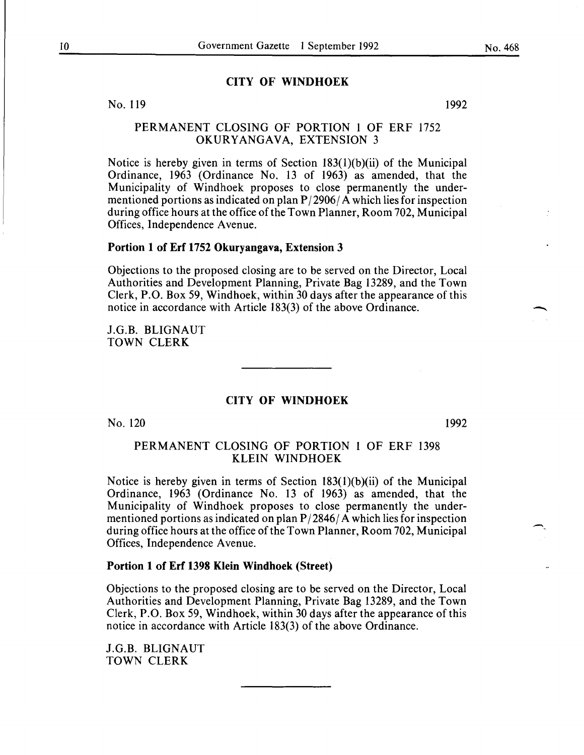## CITY OF WINDHOEK

No. 119 1992

### PERMANENT CLOSING OF PORTION 1 OF ERF 1752 OKURYANGAVA, EXTENSION 3

Notice is hereby given in terms of Section 183(1)(b)(ii) of the Municipal Ordinance, 1963 (Ordinance No. 13 of 1963) as amended, that the Municipality of Windhoek proposes to close permanently the undermentioned portions as indicated on plan P/2906/A which lies for inspection during office hours at the office of the Town Planner, Room 702, Municipal Offices, Independence Avenue.

**Portion 1 of Erf 1752 Okuryangava, Extension 3**

Objections to the proposed closing are to be served on the Director, Local Authorities and Development Planning, Private Bag 13289, and the Town Clerk, P.O. Box 59, Windhoek, within 30 days after the appearance of this notice in accordance with Article 183(3) of the above Ordinance.

J.G.B. BLIGNAUT
TOWN CLERK

---

## CITY OF WINDHOEK

No. 120 1992

### PERMANENT CLOSING OF PORTION 1 OF ERF 1398 KLEIN WINDHOEK

Notice is hereby given in terms of Section 183(1)(b)(ii) of the Municipal Ordinance, 1963 (Ordinance No. 13 of 1963) as amended, that the Municipality of Windhoek proposes to close permanently the undermentioned portions as indicated on plan P/2846/A which lies for inspection during office hours at the office of the Town Planner, Room 702, Municipal Offices, Independence Avenue.

**Portion 1 of Erf 1398 Klein Windhoek (Street)**

Objections to the proposed closing are to be served on the Director, Local Authorities and Development Planning, Private Bag 13289, and the Town Clerk, P.O. Box 59, Windhoek, within 30 days after the appearance of this notice in accordance with Article 183(3) of the above Ordinance.

J.G.B. BLIGNAUT
TOWN CLERK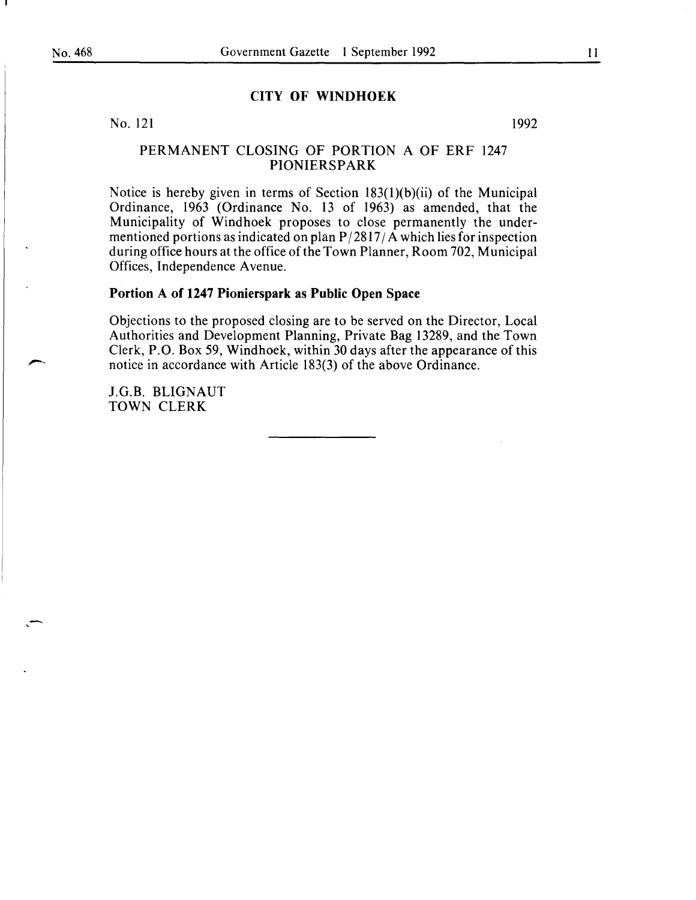## CITY OF WINDHOEK

No. 121 1992

### PERMANENT CLOSING OF PORTION A OF ERF 1247 PIONIERSPARK

Notice is hereby given in terms of Section 183(1)(b)(ii) of the Municipal Ordinance, 1963 (Ordinance No. 13 of 1963) as amended, that the Municipality of Windhoek proposes to close permanently the undermentioned portions as indicated on plan P/2817/A which lies for inspection during office hours at the office of the Town Planner, Room 702, Municipal Offices, Independence Avenue.

**Portion A of 1247 Pionierspark as Public Open Space**

Objections to the proposed closing are to be served on the Director, Local Authorities and Development Planning, Private Bag 13289, and the Town Clerk, P.O. Box 59, Windhoek, within 30 days after the appearance of this notice in accordance with Article 183(3) of the above Ordinance.

J.G.B. BLIGNAUT
TOWN CLERK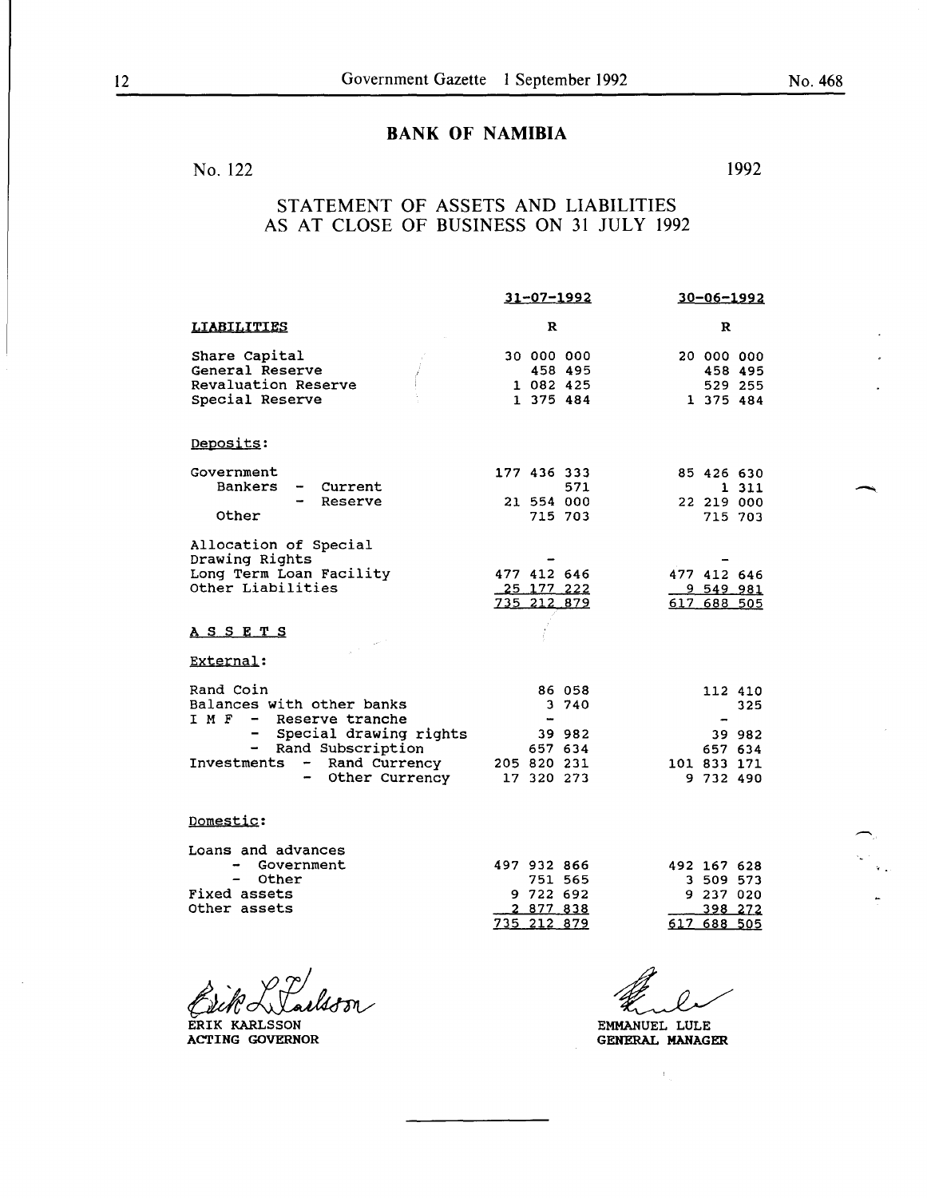## BANK OF NAMIBIA

No. 122 1992

STATEMENT OF ASSETS AND LIABILITIES
AS AT CLOSE OF BUSINESS ON 31 JULY 1992

| | 31-07-1992 | 30-06-1992 |
|---|---|---|
| LIABILITIES | R | R |
| Share Capital | 30 000 000 | 20 000 000 |
| General Reserve | 458 495 | 458 495 |
| Revaluation Reserve | 1 082 425 | 529 255 |
| Special Reserve | 1 375 484 | 1 375 484 |
| Deposits: | | |
| Government | 177 436 333 | 85 426 630 |
| Bankers - Current | 571 | 1 311 |
| - Reserve | 21 554 000 | 22 219 000 |
| Other | 715 703 | 715 703 |
| Allocation of Special Drawing Rights | - | - |
| Long Term Loan Facility | 477 412 646 | 477 412 646 |
| Other Liabilities | 25 177 222 | 9 549 981 |
| | 735 212 879 | 617 688 505 |
| ASSETS | | |
| External: | | |
| Rand Coin | 86 058 | 112 410 |
| Balances with other banks | 3 740 | 325 |
| I M F - Reserve tranche | - | - |
| - Special drawing rights | 39 982 | 39 982 |
| - Rand Subscription | 657 634 | 657 634 |
| Investments - Rand Currency | 205 820 231 | 101 833 171 |
| - Other Currency | 17 320 273 | 9 732 490 |
| Domestic: | | |
| Loans and advances | | |
| - Government | 497 932 866 | 492 167 628 |
| - Other | 751 565 | 3 509 573 |
| Fixed assets | 9 722 692 | 9 237 020 |
| Other assets | 2 877 838 | 398 272 |
| | 735 212 879 | 617 688 505 |

ERIK KARLSSON
ACTING GOVERNOR

EMMANUEL LULE
GENERAL MANAGER